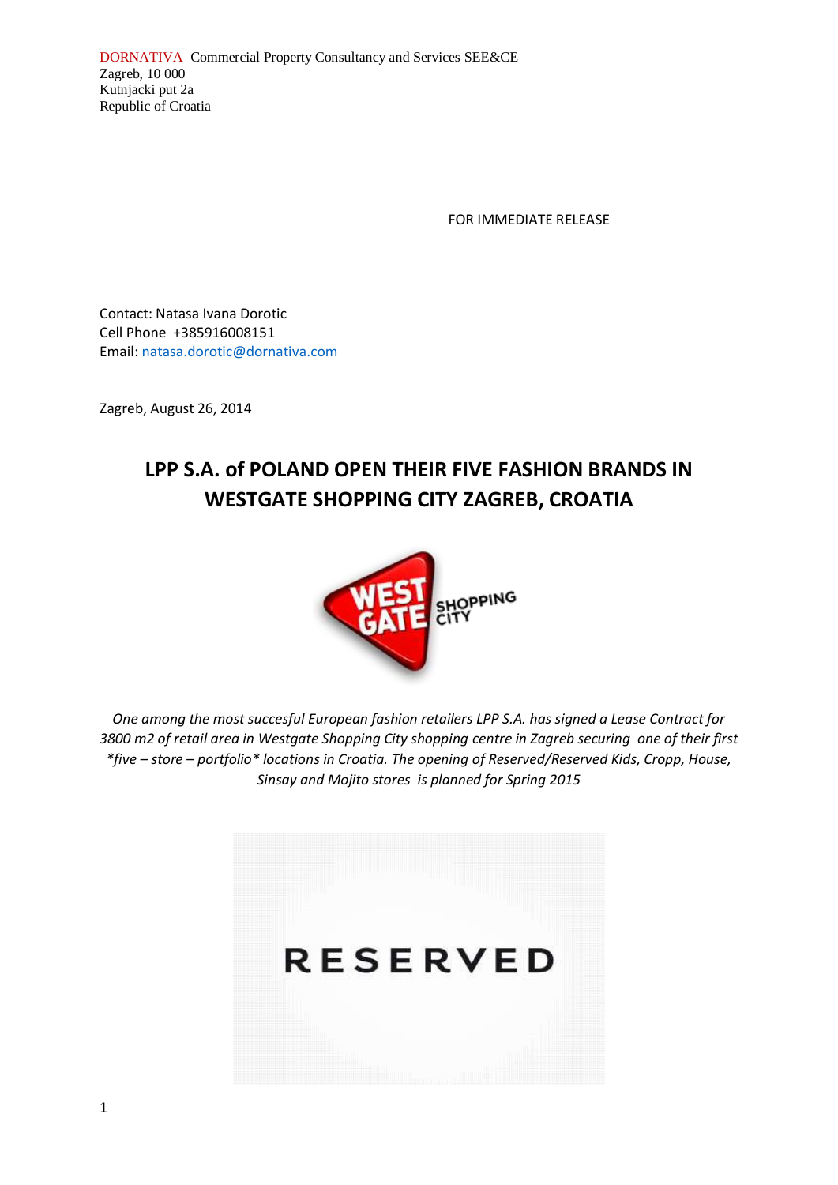DORNATIVA Commercial Property Consultancy and Services SEE&CE
Zagreb, 10 000
Kutnjacki put 2a
Republic of Croatia

FOR IMMEDIATE RELEASE

Contact: Natasa Ivana Dorotic
Cell Phone +385916008151
Email: natasa.dorotic@dornativa.com

Zagreb, August 26, 2014

# LPP S.A. of POLAND OPEN THEIR FIVE FASHION BRANDS IN WESTGATE SHOPPING CITY ZAGREB, CROATIA

*One among the most succesful European fashion retailers LPP S.A. has signed a Lease Contract for 3800 m2 of retail area in Westgate Shopping City shopping centre in Zagreb securing one of their first \*five – store – portfolio\* locations in Croatia. The opening of Reserved/Reserved Kids, Cropp, House, Sinsay and Mojito stores is planned for Spring 2015*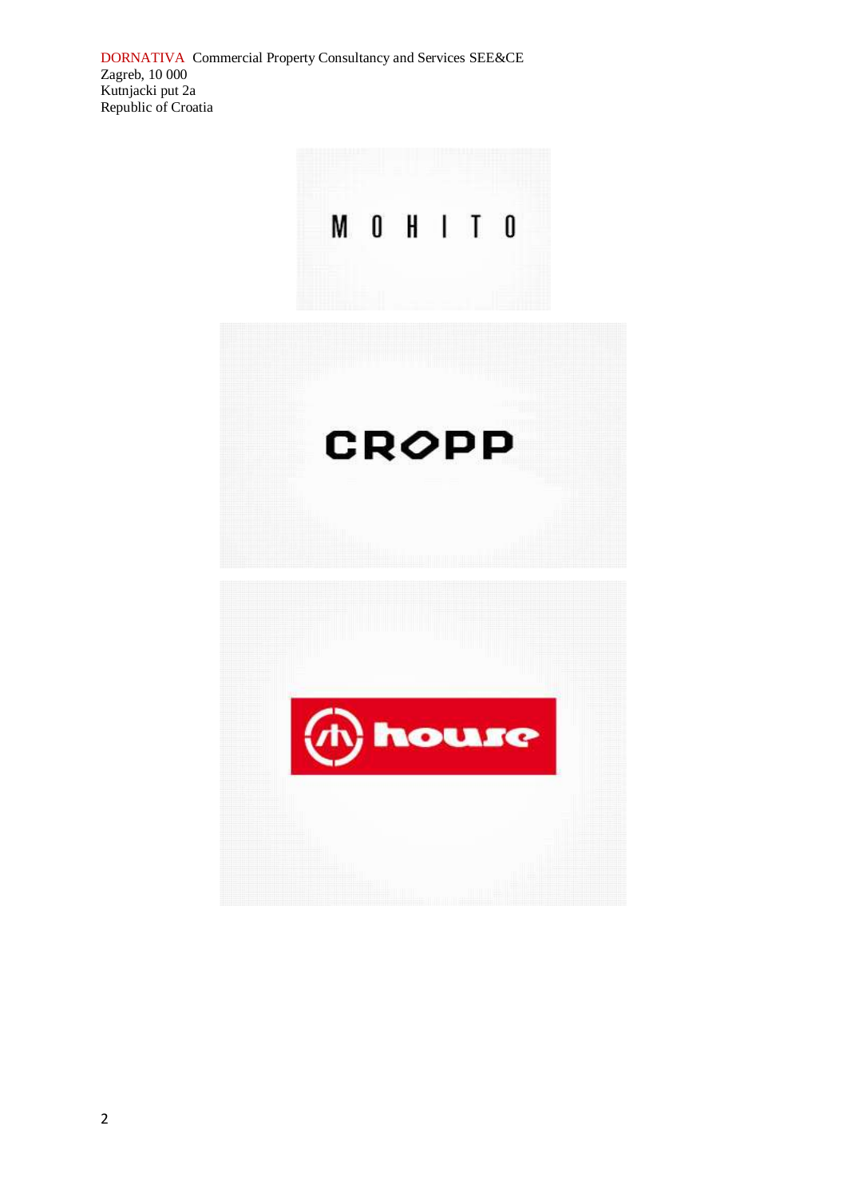DORNATIVA Commercial Property Consultancy and Services SEE&CE
Zagreb, 10 000
Kutnjacki put 2a
Republic of Croatia

MOHITO

CROPP

house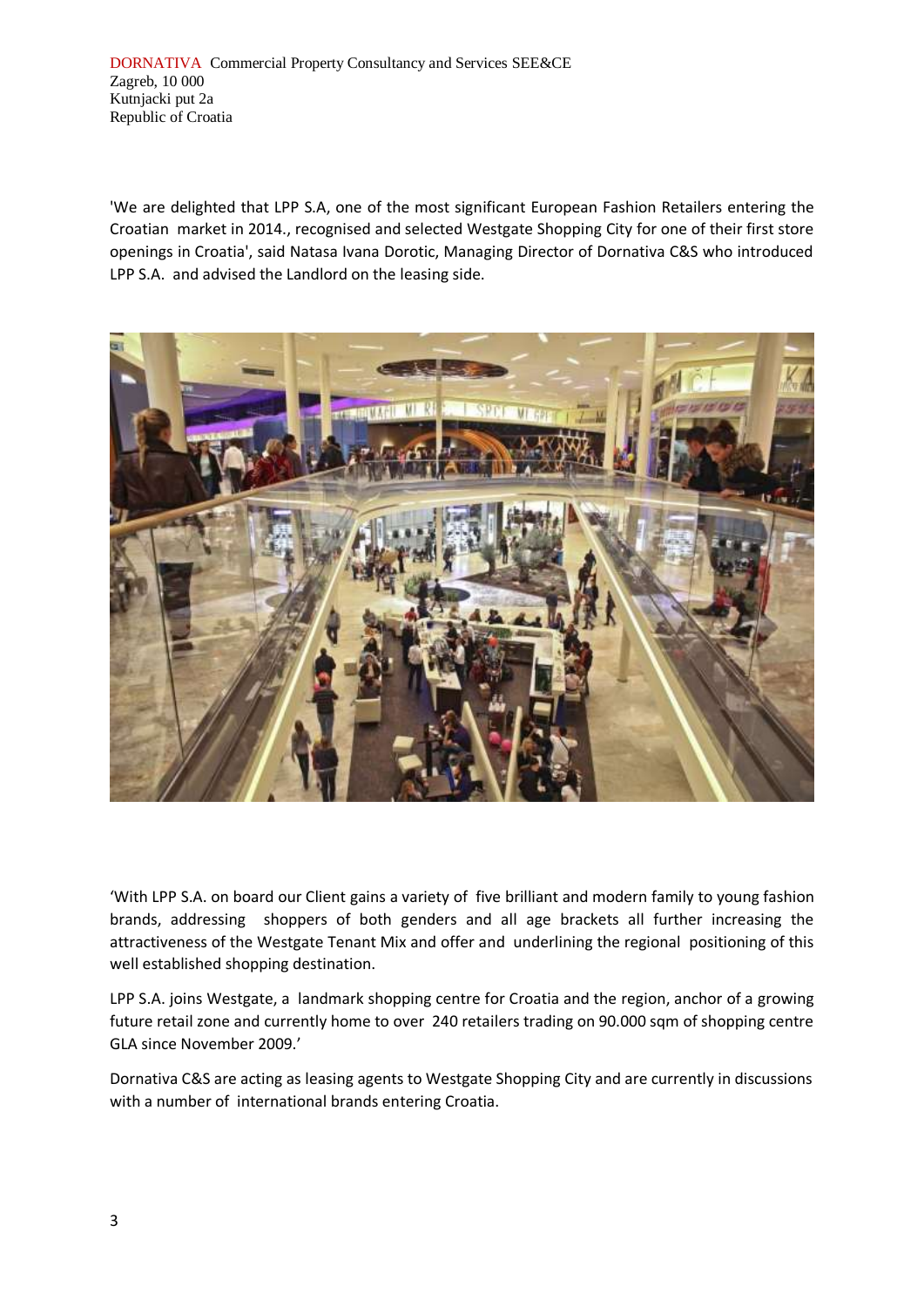DORNATIVA Commercial Property Consultancy and Services SEE&CE
Zagreb, 10 000
Kutnjacki put 2a
Republic of Croatia

'We are delighted that LPP S.A, one of the most significant European Fashion Retailers entering the Croatian market in 2014., recognised and selected Westgate Shopping City for one of their first store openings in Croatia', said Natasa Ivana Dorotic, Managing Director of Dornativa C&S who introduced LPP S.A. and advised the Landlord on the leasing side.

'With LPP S.A. on board our Client gains a variety of five brilliant and modern family to young fashion brands, addressing shoppers of both genders and all age brackets all further increasing the attractiveness of the Westgate Tenant Mix and offer and underlining the regional positioning of this well established shopping destination.

LPP S.A. joins Westgate, a landmark shopping centre for Croatia and the region, anchor of a growing future retail zone and currently home to over 240 retailers trading on 90.000 sqm of shopping centre GLA since November 2009.'

Dornativa C&S are acting as leasing agents to Westgate Shopping City and are currently in discussions with a number of international brands entering Croatia.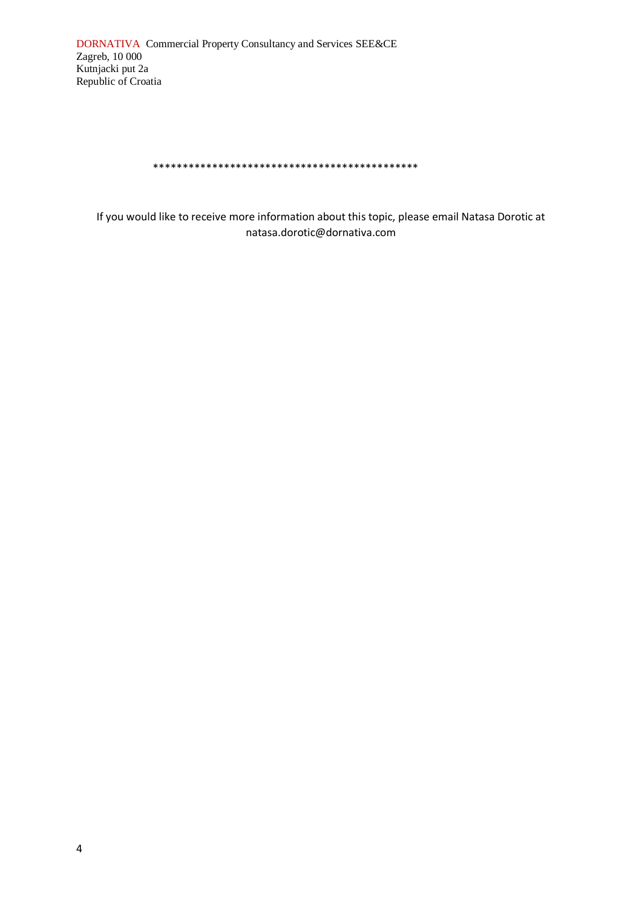DORNATIVA Commercial Property Consultancy and Services SEE&CE
Zagreb, 10 000
Kutnjacki put 2a
Republic of Croatia

*********************************************

If you would like to receive more information about this topic, please email Natasa Dorotic at natasa.dorotic@dornativa.com